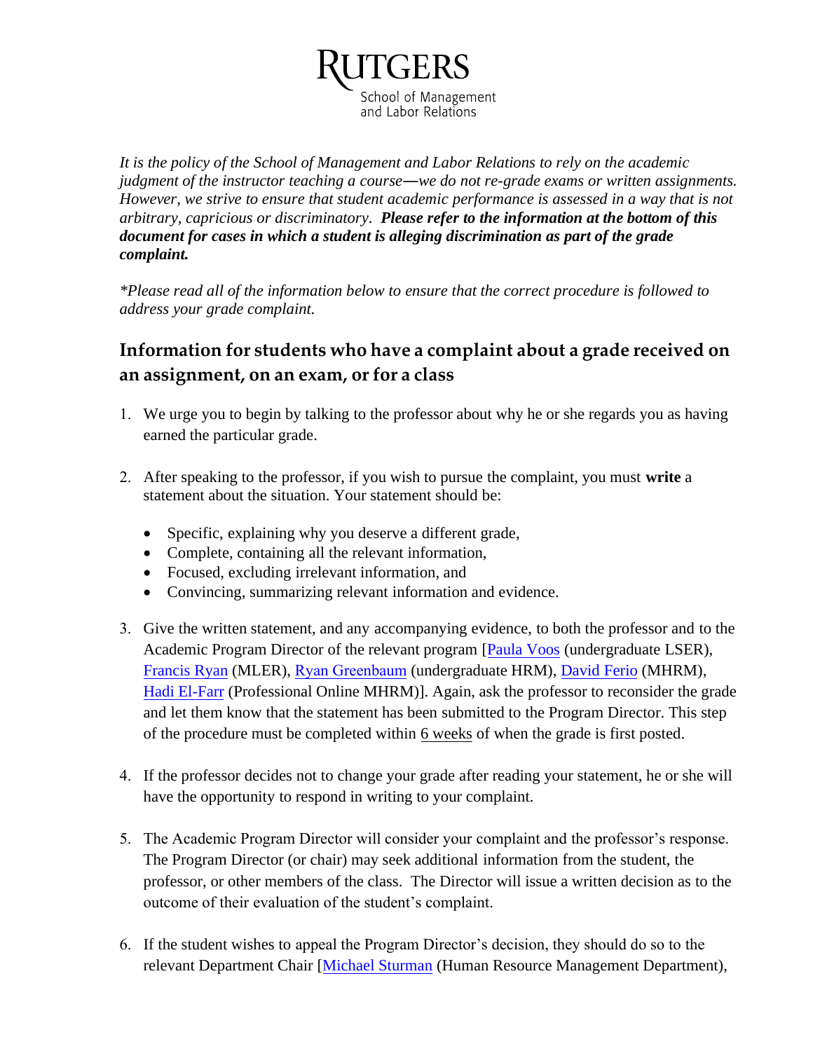RUTGERS
School of Management
and Labor Relations

*It is the policy of the School of Management and Labor Relations to rely on the academic judgment of the instructor teaching a course—we do not re-grade exams or written assignments. However, we strive to ensure that student academic performance is assessed in a way that is not arbitrary, capricious or discriminatory.* ***Please refer to the information at the bottom of this document for cases in which a student is alleging discrimination as part of the grade complaint.***

*\*Please read all of the information below to ensure that the correct procedure is followed to address your grade complaint.*

## Information for students who have a complaint about a grade received on an assignment, on an exam, or for a class

1. We urge you to begin by talking to the professor about why he or she regards you as having earned the particular grade.

2. After speaking to the professor, if you wish to pursue the complaint, you must **write** a statement about the situation. Your statement should be:

   - Specific, explaining why you deserve a different grade,
   - Complete, containing all the relevant information,
   - Focused, excluding irrelevant information, and
   - Convincing, summarizing relevant information and evidence.

3. Give the written statement, and any accompanying evidence, to both the professor and to the Academic Program Director of the relevant program [Paula Voos (undergraduate LSER), Francis Ryan (MLER), Ryan Greenbaum (undergraduate HRM), David Ferio (MHRM), Hadi El-Farr (Professional Online MHRM)]. Again, ask the professor to reconsider the grade and let them know that the statement has been submitted to the Program Director. This step of the procedure must be completed within 6 weeks of when the grade is first posted.

4. If the professor decides not to change your grade after reading your statement, he or she will have the opportunity to respond in writing to your complaint.

5. The Academic Program Director will consider your complaint and the professor's response. The Program Director (or chair) may seek additional information from the student, the professor, or other members of the class. The Director will issue a written decision as to the outcome of their evaluation of the student's complaint.

6. If the student wishes to appeal the Program Director's decision, they should do so to the relevant Department Chair [Michael Sturman (Human Resource Management Department),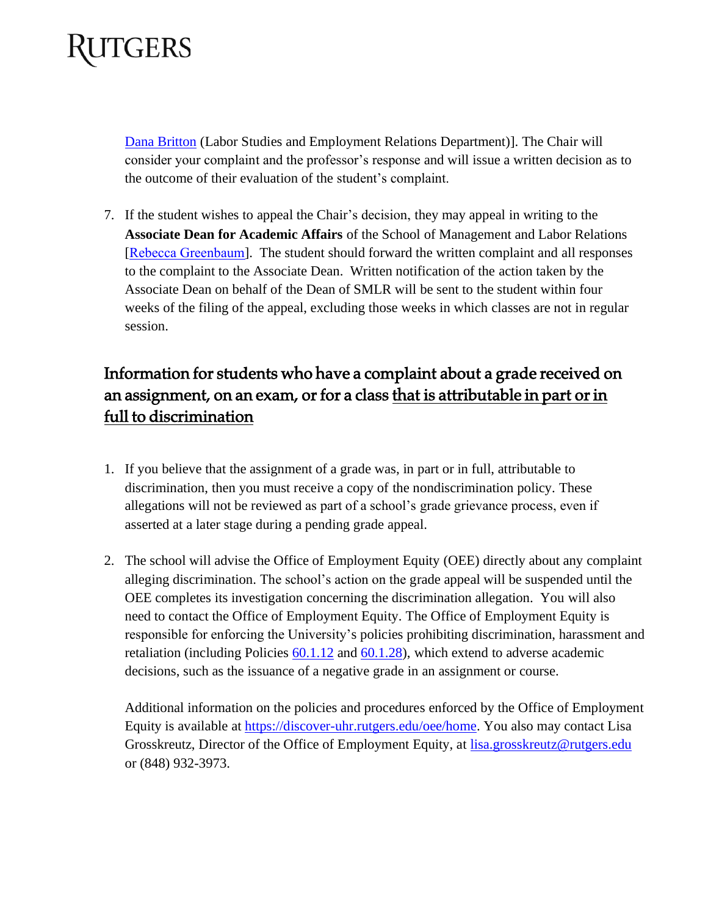Dana Britton (Labor Studies and Employment Relations Department)]. The Chair will consider your complaint and the professor's response and will issue a written decision as to the outcome of their evaluation of the student's complaint.

7. If the student wishes to appeal the Chair's decision, they may appeal in writing to the **Associate Dean for Academic Affairs** of the School of Management and Labor Relations [Rebecca Greenbaum]. The student should forward the written complaint and all responses to the complaint to the Associate Dean. Written notification of the action taken by the Associate Dean on behalf of the Dean of SMLR will be sent to the student within four weeks of the filing of the appeal, excluding those weeks in which classes are not in regular session.

## Information for students who have a complaint about a grade received on an assignment, on an exam, or for a class that is attributable in part or in full to discrimination

1. If you believe that the assignment of a grade was, in part or in full, attributable to discrimination, then you must receive a copy of the nondiscrimination policy. These allegations will not be reviewed as part of a school's grade grievance process, even if asserted at a later stage during a pending grade appeal.

2. The school will advise the Office of Employment Equity (OEE) directly about any complaint alleging discrimination. The school's action on the grade appeal will be suspended until the OEE completes its investigation concerning the discrimination allegation. You will also need to contact the Office of Employment Equity. The Office of Employment Equity is responsible for enforcing the University's policies prohibiting discrimination, harassment and retaliation (including Policies 60.1.12 and 60.1.28), which extend to adverse academic decisions, such as the issuance of a negative grade in an assignment or course.

   Additional information on the policies and procedures enforced by the Office of Employment Equity is available at https://discover-uhr.rutgers.edu/oee/home. You also may contact Lisa Grosskreutz, Director of the Office of Employment Equity, at lisa.grosskreutz@rutgers.edu or (848) 932-3973.